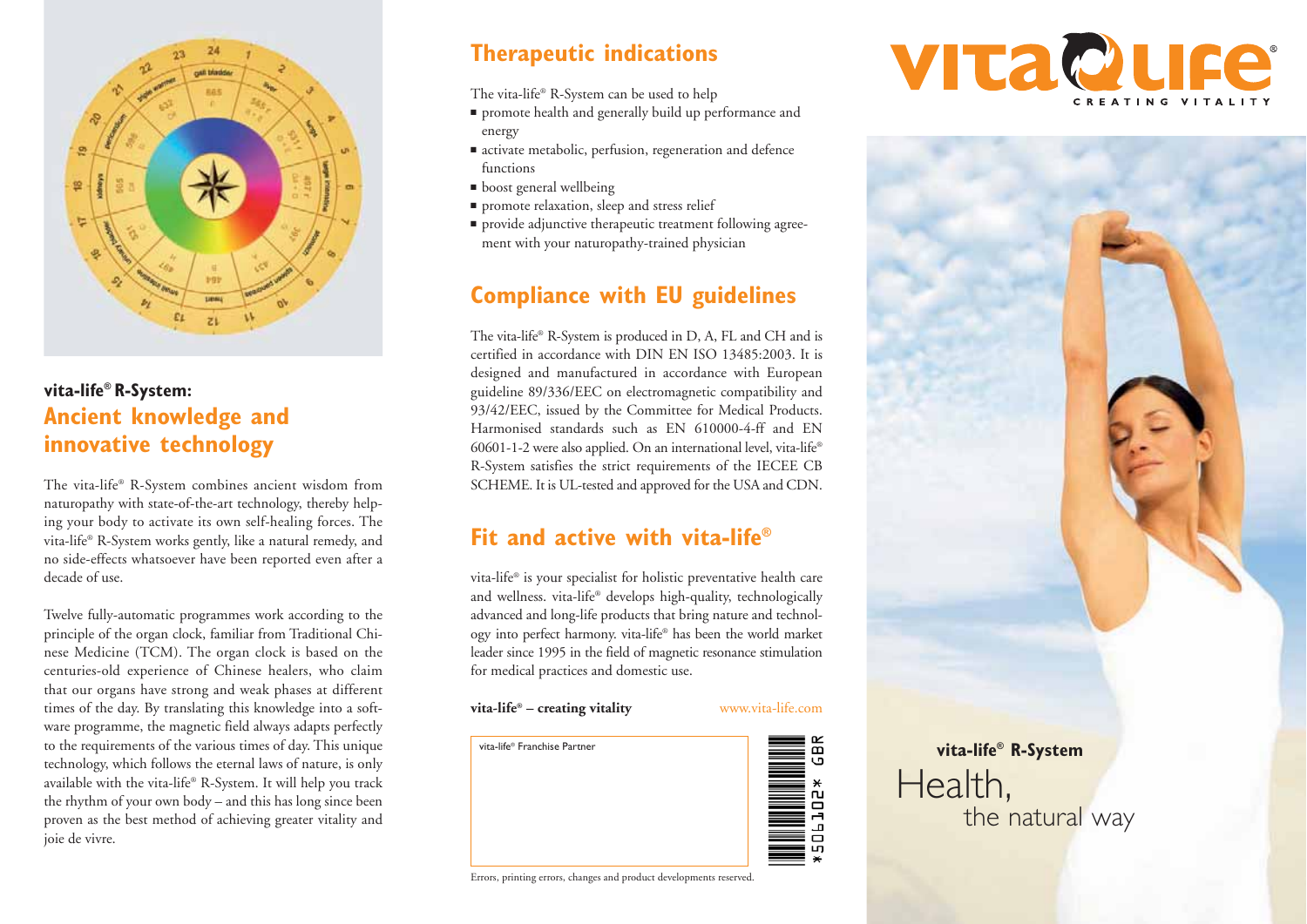## vita-life® R-System:

## Ancient knowledge and innovative technology

The vita-life® R-System combines ancient wisdom from naturopathy with state-of-the-art technology, thereby helping your body to activate its own self-healing forces. The vita-life® R-System works gently, like a natural remedy, and no side-effects whatsoever have been reported even after a decade of use.

Twelve fully-automatic programmes work according to the principle of the organ clock, familiar from Traditional Chinese Medicine (TCM). The organ clock is based on the centuries-old experience of Chinese healers, who claim that our organs have strong and weak phases at different times of the day. By translating this knowledge into a software programme, the magnetic field always adapts perfectly to the requirements of the various times of day. This unique technology, which follows the eternal laws of nature, is only available with the vita-life® R-System. It will help you track the rhythm of your own body – and this has long since been proven as the best method of achieving greater vitality and joie de vivre.

## Therapeutic indications

The vita-life® R-System can be used to help

- promote health and generally build up performance and energy
- activate metabolic, perfusion, regeneration and defence functions
- boost general wellbeing
- promote relaxation, sleep and stress relief
- provide adjunctive therapeutic treatment following agreement with your naturopathy-trained physician

## Compliance with EU guidelines

The vita-life® R-System is produced in D, A, FL and CH and is certified in accordance with DIN EN ISO 13485:2003. It is designed and manufactured in accordance with European guideline 89/336/EEC on electromagnetic compatibility and 93/42/EEC, issued by the Committee for Medical Products. Harmonised standards such as EN 610000-4-ff and EN 60601-1-2 were also applied. On an international level, vita-life® R-System satisfies the strict requirements of the IECEE CB SCHEME. It is UL-tested and approved for the USA and CDN.

## Fit and active with vita-life®

vita-life® is your specialist for holistic preventative health care and wellness. vita-life® develops high-quality, technologically advanced and long-life products that bring nature and technology into perfect harmony. vita-life® has been the world market leader since 1995 in the field of magnetic resonance stimulation for medical practices and domestic use.

**vita-life® – creating vitality** www.vita-life.com

vita-life® Franchise Partner

*506102* GBR

Errors, printing errors, changes and product developments reserved.

vita-life®

CREATING VITALITY

**vita-life® R-System**

Health, the natural way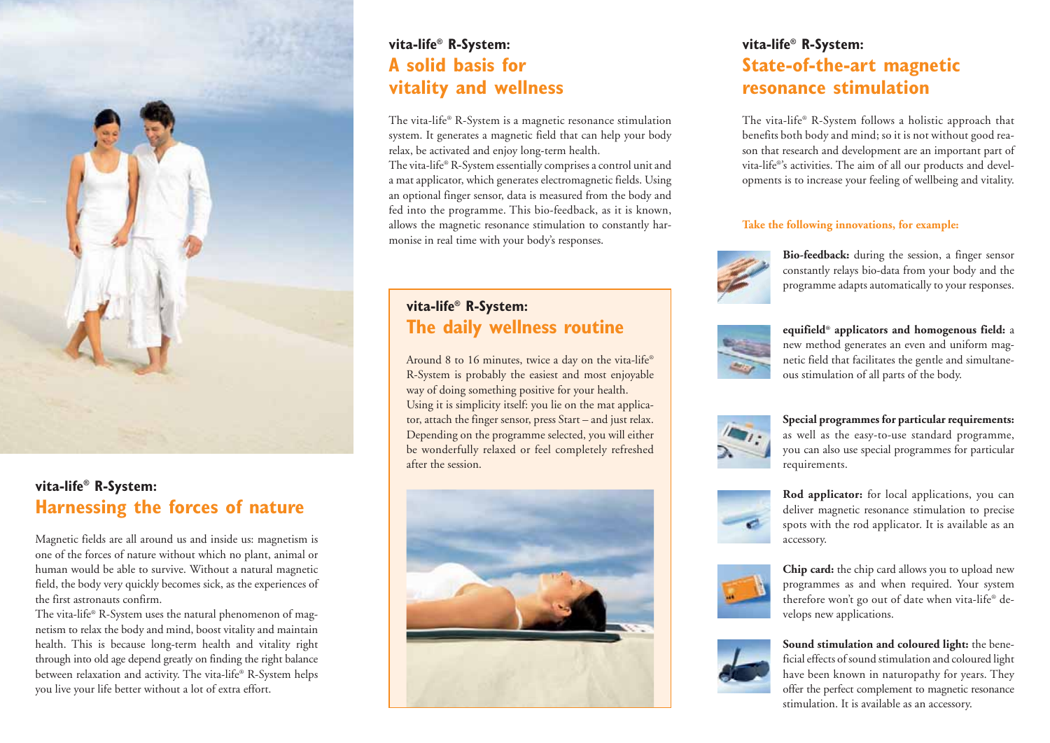## vita-life® R-System:
## Harnessing the forces of nature

Magnetic fields are all around us and inside us: magnetism is one of the forces of nature without which no plant, animal or human would be able to survive. Without a natural magnetic field, the body very quickly becomes sick, as the experiences of the first astronauts confirm.

The vita-life® R-System uses the natural phenomenon of magnetism to relax the body and mind, boost vitality and maintain health. This is because long-term health and vitality right through into old age depend greatly on finding the right balance between relaxation and activity. The vita-life® R-System helps you live your life better without a lot of extra effort.

## vita-life® R-System:
## A solid basis for vitality and wellness

The vita-life® R-System is a magnetic resonance stimulation system. It generates a magnetic field that can help your body relax, be activated and enjoy long-term health.

The vita-life® R-System essentially comprises a control unit and a mat applicator, which generates electromagnetic fields. Using an optional finger sensor, data is measured from the body and fed into the programme. This bio-feedback, as it is known, allows the magnetic resonance stimulation to constantly harmonise in real time with your body's responses.

## vita-life® R-System:
## The daily wellness routine

Around 8 to 16 minutes, twice a day on the vita-life® R-System is probably the easiest and most enjoyable way of doing something positive for your health.

Using it is simplicity itself: you lie on the mat applicator, attach the finger sensor, press Start – and just relax. Depending on the programme selected, you will either be wonderfully relaxed or feel completely refreshed after the session.

## vita-life® R-System:
## State-of-the-art magnetic resonance stimulation

The vita-life® R-System follows a holistic approach that benefits both body and mind; so it is not without good reason that research and development are an important part of vita-life®'s activities. The aim of all our products and developments is to increase your feeling of wellbeing and vitality.

**Take the following innovations, for example:**

**Bio-feedback:** during the session, a finger sensor constantly relays bio-data from your body and the programme adapts automatically to your responses.

**equifield® applicators and homogenous field:** a new method generates an even and uniform magnetic field that facilitates the gentle and simultaneous stimulation of all parts of the body.

**Special programmes for particular requirements:** as well as the easy-to-use standard programme, you can also use special programmes for particular requirements.

**Rod applicator:** for local applications, you can deliver magnetic resonance stimulation to precise spots with the rod applicator. It is available as an accessory.

**Chip card:** the chip card allows you to upload new programmes as and when required. Your system therefore won't go out of date when vita-life® develops new applications.

**Sound stimulation and coloured light:** the beneficial effects of sound stimulation and coloured light have been known in naturopathy for years. They offer the perfect complement to magnetic resonance stimulation. It is available as an accessory.